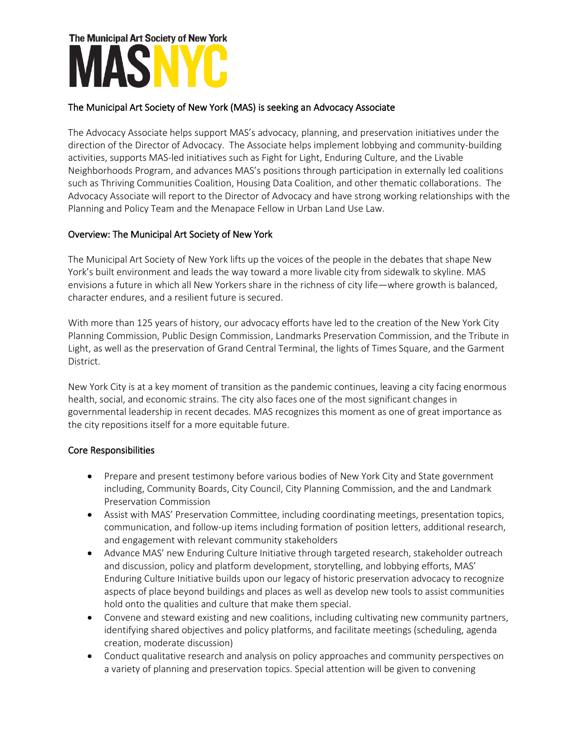# The Municipal Art Society of New York MASNYC

## The Municipal Art Society of New York (MAS) is seeking an Advocacy Associate

The Advocacy Associate helps support MAS's advocacy, planning, and preservation initiatives under the direction of the Director of Advocacy. The Associate helps implement lobbying and community-building activities, supports MAS-led initiatives such as Fight for Light, Enduring Culture, and the Livable Neighborhoods Program, and advances MAS's positions through participation in externally led coalitions such as Thriving Communities Coalition, Housing Data Coalition, and other thematic collaborations. The Advocacy Associate will report to the Director of Advocacy and have strong working relationships with the Planning and Policy Team and the Menapace Fellow in Urban Land Use Law.

## Overview: The Municipal Art Society of New York

The Municipal Art Society of New York lifts up the voices of the people in the debates that shape New York's built environment and leads the way toward a more livable city from sidewalk to skyline. MAS envisions a future in which all New Yorkers share in the richness of city life—where growth is balanced, character endures, and a resilient future is secured.

With more than 125 years of history, our advocacy efforts have led to the creation of the New York City Planning Commission, Public Design Commission, Landmarks Preservation Commission, and the Tribute in Light, as well as the preservation of Grand Central Terminal, the lights of Times Square, and the Garment District.

New York City is at a key moment of transition as the pandemic continues, leaving a city facing enormous health, social, and economic strains. The city also faces one of the most significant changes in governmental leadership in recent decades. MAS recognizes this moment as one of great importance as the city repositions itself for a more equitable future.

## Core Responsibilities

- Prepare and present testimony before various bodies of New York City and State government including, Community Boards, City Council, City Planning Commission, and the and Landmark Preservation Commission
- Assist with MAS' Preservation Committee, including coordinating meetings, presentation topics, communication, and follow-up items including formation of position letters, additional research, and engagement with relevant community stakeholders
- Advance MAS' new Enduring Culture Initiative through targeted research, stakeholder outreach and discussion, policy and platform development, storytelling, and lobbying efforts, MAS' Enduring Culture Initiative builds upon our legacy of historic preservation advocacy to recognize aspects of place beyond buildings and places as well as develop new tools to assist communities hold onto the qualities and culture that make them special.
- Convene and steward existing and new coalitions, including cultivating new community partners, identifying shared objectives and policy platforms, and facilitate meetings (scheduling, agenda creation, moderate discussion)
- Conduct qualitative research and analysis on policy approaches and community perspectives on a variety of planning and preservation topics. Special attention will be given to convening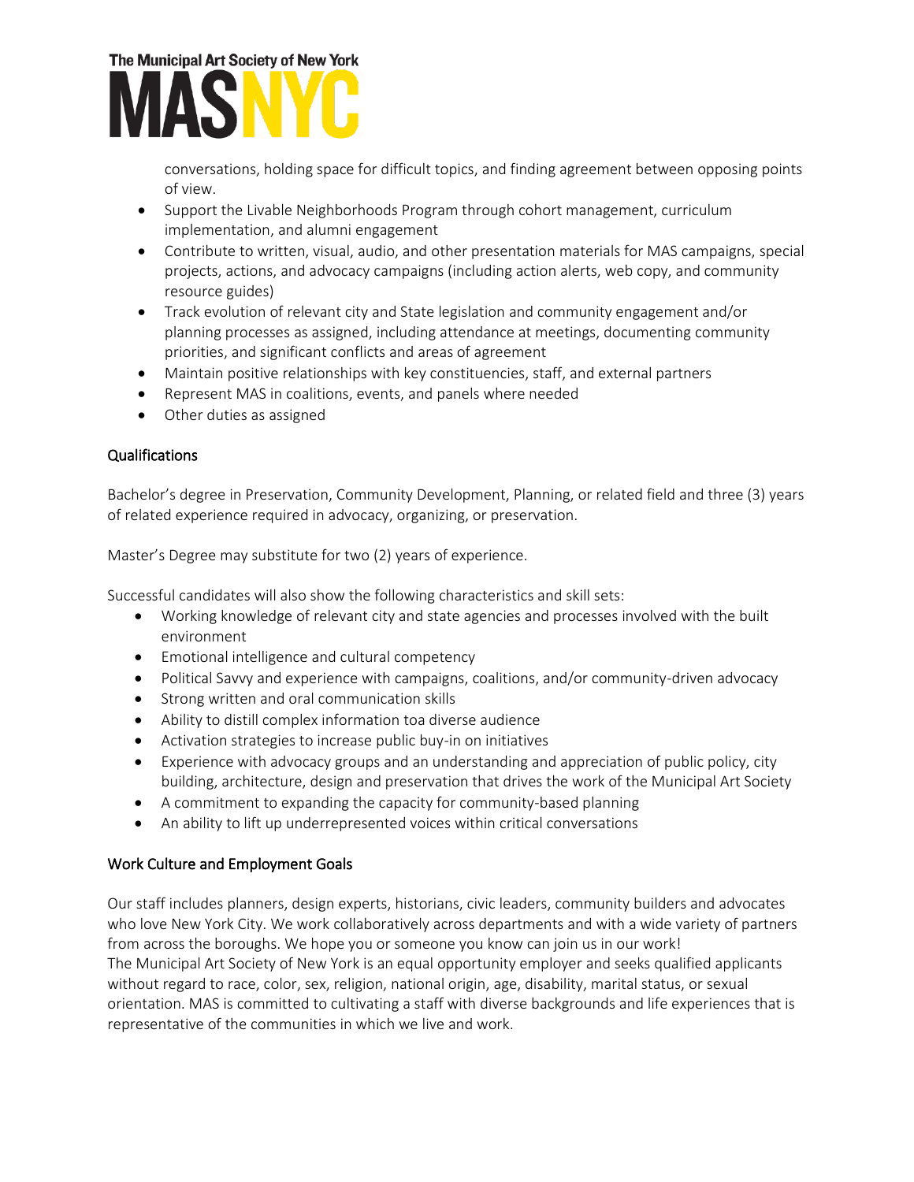conversations, holding space for difficult topics, and finding agreement between opposing points of view.

- Support the Livable Neighborhoods Program through cohort management, curriculum implementation, and alumni engagement
- Contribute to written, visual, audio, and other presentation materials for MAS campaigns, special projects, actions, and advocacy campaigns (including action alerts, web copy, and community resource guides)
- Track evolution of relevant city and State legislation and community engagement and/or planning processes as assigned, including attendance at meetings, documenting community priorities, and significant conflicts and areas of agreement
- Maintain positive relationships with key constituencies, staff, and external partners
- Represent MAS in coalitions, events, and panels where needed
- Other duties as assigned

## Qualifications

Bachelor's degree in Preservation, Community Development, Planning, or related field and three (3) years of related experience required in advocacy, organizing, or preservation.

Master's Degree may substitute for two (2) years of experience.

Successful candidates will also show the following characteristics and skill sets:

- Working knowledge of relevant city and state agencies and processes involved with the built environment
- Emotional intelligence and cultural competency
- Political Savvy and experience with campaigns, coalitions, and/or community-driven advocacy
- Strong written and oral communication skills
- Ability to distill complex information toa diverse audience
- Activation strategies to increase public buy-in on initiatives
- Experience with advocacy groups and an understanding and appreciation of public policy, city building, architecture, design and preservation that drives the work of the Municipal Art Society
- A commitment to expanding the capacity for community-based planning
- An ability to lift up underrepresented voices within critical conversations

## Work Culture and Employment Goals

Our staff includes planners, design experts, historians, civic leaders, community builders and advocates who love New York City. We work collaboratively across departments and with a wide variety of partners from across the boroughs. We hope you or someone you know can join us in our work!
The Municipal Art Society of New York is an equal opportunity employer and seeks qualified applicants without regard to race, color, sex, religion, national origin, age, disability, marital status, or sexual orientation. MAS is committed to cultivating a staff with diverse backgrounds and life experiences that is representative of the communities in which we live and work.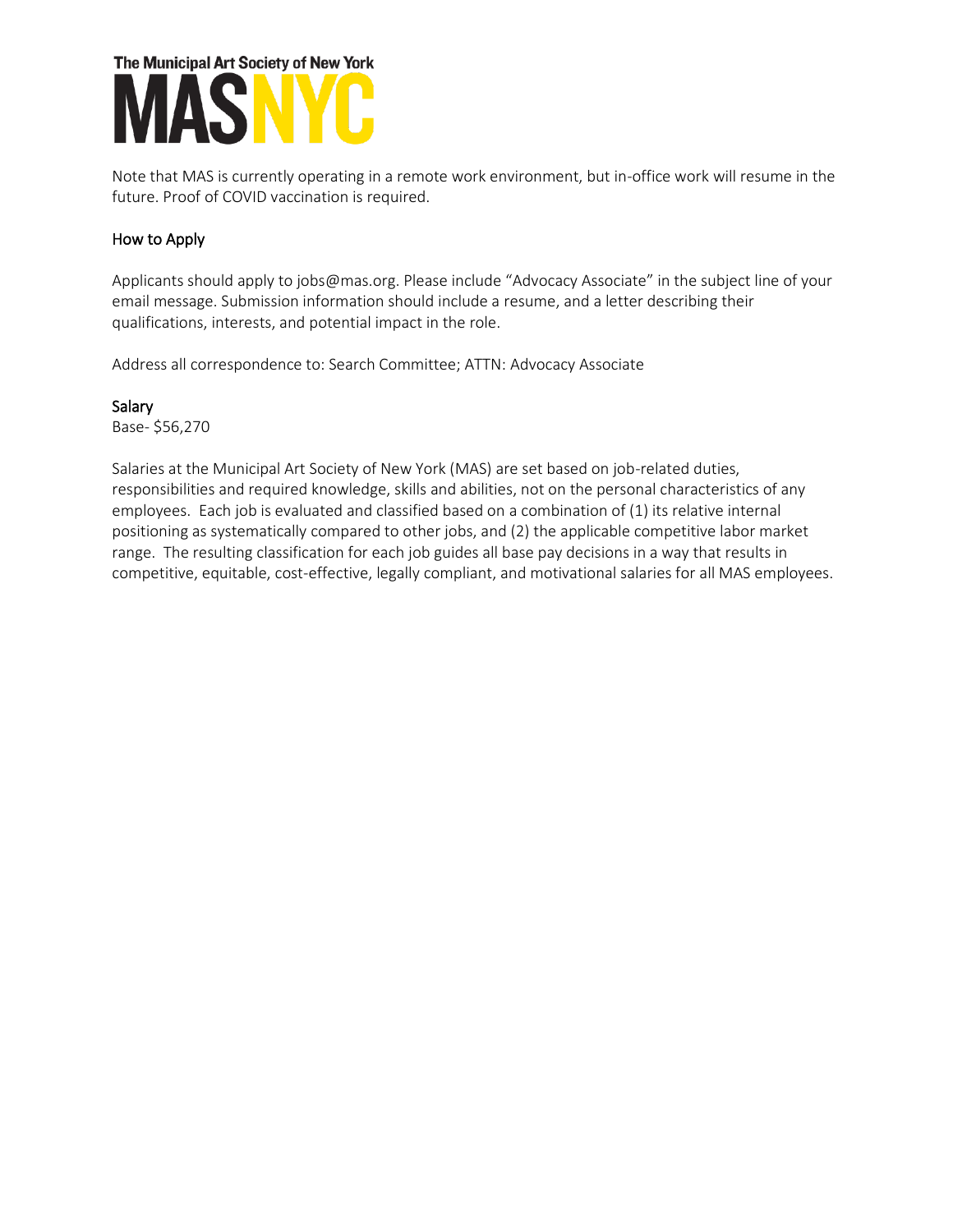Note that MAS is currently operating in a remote work environment, but in-office work will resume in the future. Proof of COVID vaccination is required.

## How to Apply

Applicants should apply to jobs@mas.org. Please include "Advocacy Associate" in the subject line of your email message. Submission information should include a resume, and a letter describing their qualifications, interests, and potential impact in the role.

Address all correspondence to: Search Committee; ATTN: Advocacy Associate

## Salary

Base- $56,270

Salaries at the Municipal Art Society of New York (MAS) are set based on job-related duties, responsibilities and required knowledge, skills and abilities, not on the personal characteristics of any employees. Each job is evaluated and classified based on a combination of (1) its relative internal positioning as systematically compared to other jobs, and (2) the applicable competitive labor market range. The resulting classification for each job guides all base pay decisions in a way that results in competitive, equitable, cost-effective, legally compliant, and motivational salaries for all MAS employees.